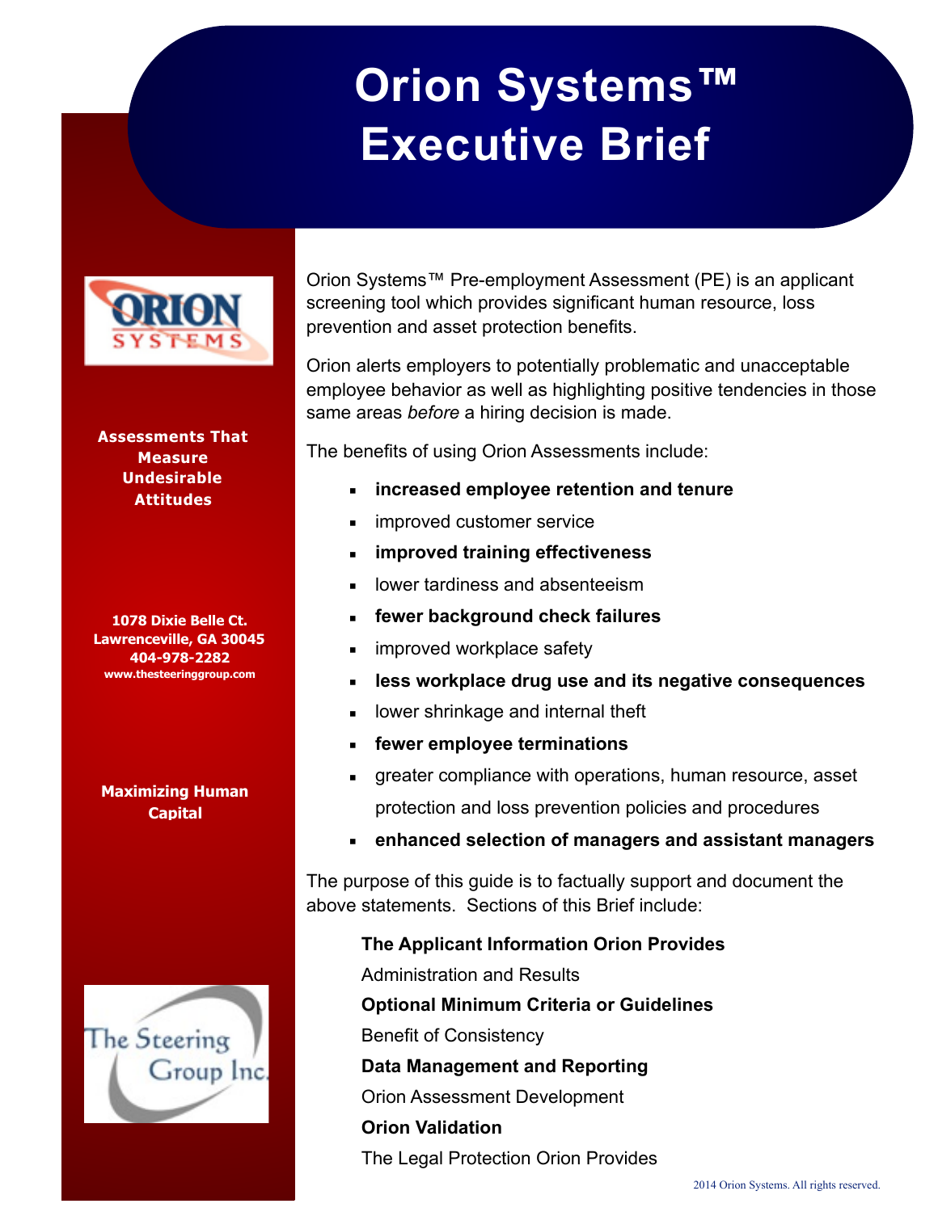# Orion Systems™ Executive Brief

**Assessments That Measure Undesirable Attitudes**

**1078 Dixie Belle Ct.**
**Lawrenceville, GA 30045**
**404-978-2282**
**www.thesteeringgroup.com**

**Maximizing Human Capital**

Orion Systems™ Pre-employment Assessment (PE) is an applicant screening tool which provides significant human resource, loss prevention and asset protection benefits.

Orion alerts employers to potentially problematic and unacceptable employee behavior as well as highlighting positive tendencies in those same areas *before* a hiring decision is made.

The benefits of using Orion Assessments include:

- **increased employee retention and tenure**
- improved customer service
- **improved training effectiveness**
- lower tardiness and absenteeism
- **fewer background check failures**
- improved workplace safety
- **less workplace drug use and its negative consequences**
- lower shrinkage and internal theft
- **fewer employee terminations**
- greater compliance with operations, human resource, asset protection and loss prevention policies and procedures
- **enhanced selection of managers and assistant managers**

The purpose of this guide is to factually support and document the above statements. Sections of this Brief include:

**The Applicant Information Orion Provides**
Administration and Results
**Optional Minimum Criteria or Guidelines**
Benefit of Consistency
**Data Management and Reporting**
Orion Assessment Development
**Orion Validation**
The Legal Protection Orion Provides

2014 Orion Systems. All rights reserved.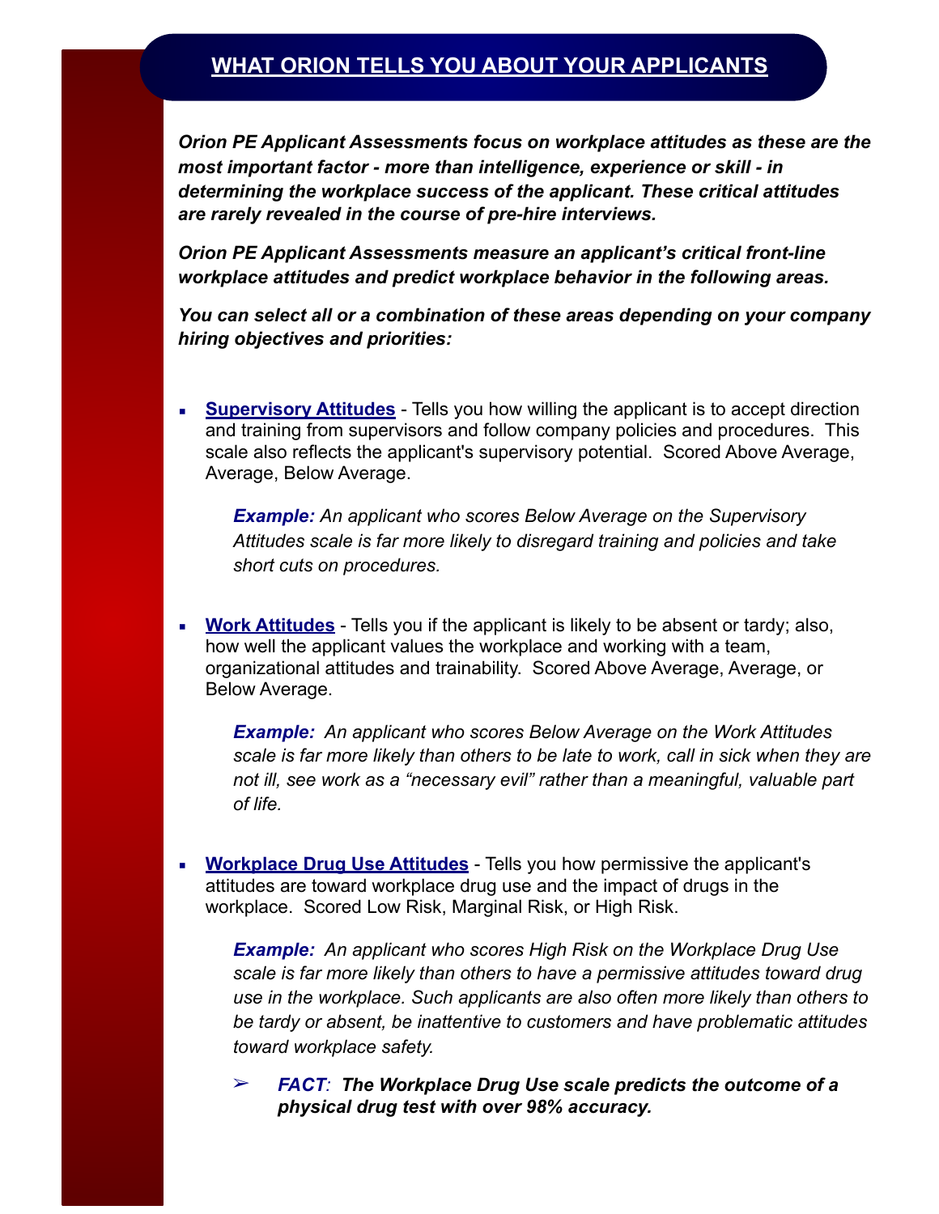## WHAT ORION TELLS YOU ABOUT YOUR APPLICANTS

***Orion PE Applicant Assessments focus on workplace attitudes as these are the most important factor - more than intelligence, experience or skill - in determining the workplace success of the applicant. These critical attitudes are rarely revealed in the course of pre-hire interviews.***

***Orion PE Applicant Assessments measure an applicant's critical front-line workplace attitudes and predict workplace behavior in the following areas.***

***You can select all or a combination of these areas depending on your company hiring objectives and priorities:***

- **Supervisory Attitudes** - Tells you how willing the applicant is to accept direction and training from supervisors and follow company policies and procedures. This scale also reflects the applicant's supervisory potential. Scored Above Average, Average, Below Average.

  ***Example:*** *An applicant who scores Below Average on the Supervisory Attitudes scale is far more likely to disregard training and policies and take short cuts on procedures.*

- **Work Attitudes** - Tells you if the applicant is likely to be absent or tardy; also, how well the applicant values the workplace and working with a team, organizational attitudes and trainability. Scored Above Average, Average, or Below Average.

  ***Example:*** *An applicant who scores Below Average on the Work Attitudes scale is far more likely than others to be late to work, call in sick when they are not ill, see work as a "necessary evil" rather than a meaningful, valuable part of life.*

- **Workplace Drug Use Attitudes** - Tells you how permissive the applicant's attitudes are toward workplace drug use and the impact of drugs in the workplace. Scored Low Risk, Marginal Risk, or High Risk.

  ***Example:*** *An applicant who scores High Risk on the Workplace Drug Use scale is far more likely than others to have a permissive attitudes toward drug use in the workplace. Such applicants are also often more likely than others to be tardy or absent, be inattentive to customers and have problematic attitudes toward workplace safety.*

  - ***FACT:*** ***The Workplace Drug Use scale predicts the outcome of a physical drug test with over 98% accuracy.***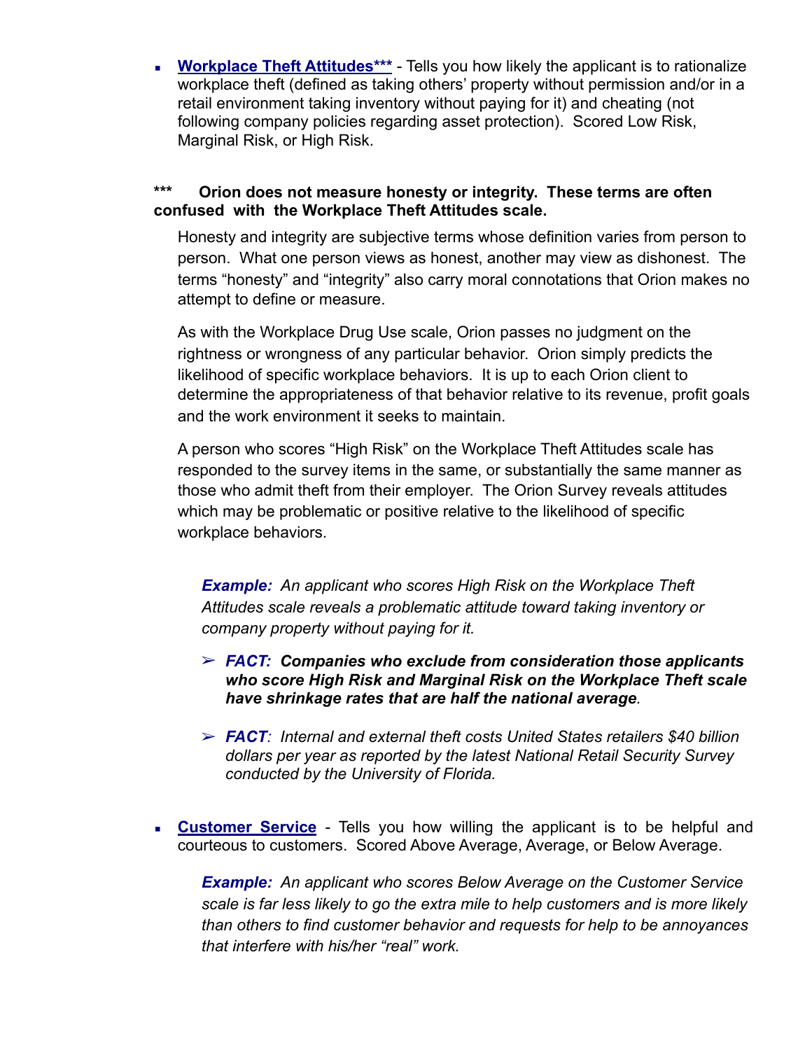- **Workplace Theft Attitudes***** - Tells you how likely the applicant is to rationalize workplace theft (defined as taking others' property without permission and/or in a retail environment taking inventory without paying for it) and cheating (not following company policies regarding asset protection). Scored Low Risk, Marginal Risk, or High Risk.

**\*\*\* Orion does not measure honesty or integrity. These terms are often confused with the Workplace Theft Attitudes scale.**

Honesty and integrity are subjective terms whose definition varies from person to person. What one person views as honest, another may view as dishonest. The terms "honesty" and "integrity" also carry moral connotations that Orion makes no attempt to define or measure.

As with the Workplace Drug Use scale, Orion passes no judgment on the rightness or wrongness of any particular behavior. Orion simply predicts the likelihood of specific workplace behaviors. It is up to each Orion client to determine the appropriateness of that behavior relative to its revenue, profit goals and the work environment it seeks to maintain.

A person who scores "High Risk" on the Workplace Theft Attitudes scale has responded to the survey items in the same, or substantially the same manner as those who admit theft from their employer. The Orion Survey reveals attitudes which may be problematic or positive relative to the likelihood of specific workplace behaviors.

> ***Example:*** *An applicant who scores High Risk on the Workplace Theft Attitudes scale reveals a problematic attitude toward taking inventory or company property without paying for it.*
>
> - ***FACT: Companies who exclude from consideration those applicants who score High Risk and Marginal Risk on the Workplace Theft scale have shrinkage rates that are half the national average****.*
> - ***FACT****: Internal and external theft costs United States retailers $40 billion dollars per year as reported by the latest National Retail Security Survey conducted by the University of Florida.*

- **Customer Service** - Tells you how willing the applicant is to be helpful and courteous to customers. Scored Above Average, Average, or Below Average.

> ***Example:*** *An applicant who scores Below Average on the Customer Service scale is far less likely to go the extra mile to help customers and is more likely than others to find customer behavior and requests for help to be annoyances that interfere with his/her "real" work.*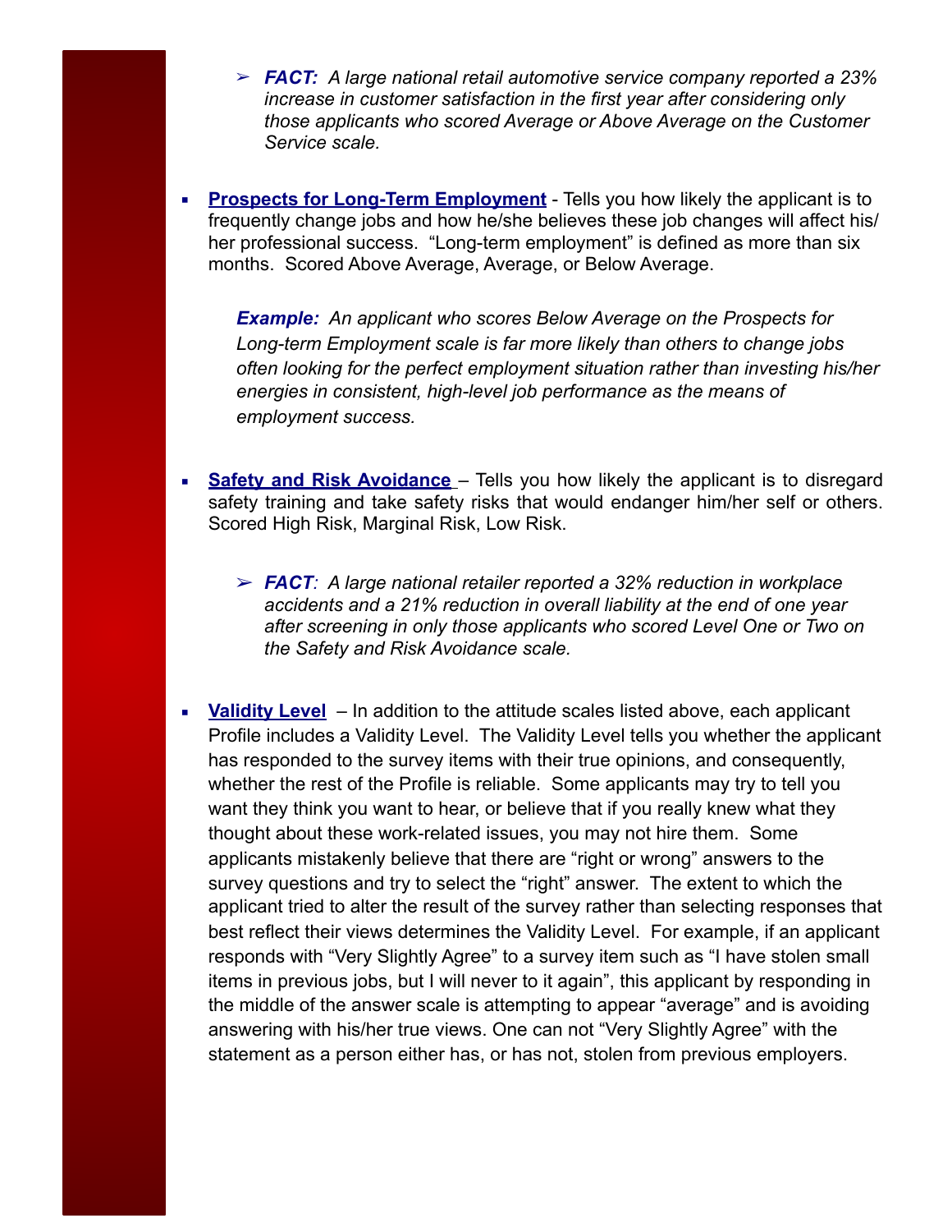- ➢ ***FACT:*** *A large national retail automotive service company reported a 23% increase in customer satisfaction in the first year after considering only those applicants who scored Average or Above Average on the Customer Service scale.*

- **Prospects for Long-Term Employment** - Tells you how likely the applicant is to frequently change jobs and how he/she believes these job changes will affect his/her professional success. "Long-term employment" is defined as more than six months. Scored Above Average, Average, or Below Average.

  ***Example:*** *An applicant who scores Below Average on the Prospects for Long-term Employment scale is far more likely than others to change jobs often looking for the perfect employment situation rather than investing his/her energies in consistent, high-level job performance as the means of employment success.*

- **Safety and Risk Avoidance** – Tells you how likely the applicant is to disregard safety training and take safety risks that would endanger him/her self or others. Scored High Risk, Marginal Risk, Low Risk.

  - ➢ ***FACT****:* *A large national retailer reported a 32% reduction in workplace accidents and a 21% reduction in overall liability at the end of one year after screening in only those applicants who scored Level One or Two on the Safety and Risk Avoidance scale.*

- **Validity Level** – In addition to the attitude scales listed above, each applicant Profile includes a Validity Level. The Validity Level tells you whether the applicant has responded to the survey items with their true opinions, and consequently, whether the rest of the Profile is reliable. Some applicants may try to tell you want they think you want to hear, or believe that if you really knew what they thought about these work-related issues, you may not hire them. Some applicants mistakenly believe that there are "right or wrong" answers to the survey questions and try to select the "right" answer. The extent to which the applicant tried to alter the result of the survey rather than selecting responses that best reflect their views determines the Validity Level. For example, if an applicant responds with "Very Slightly Agree" to a survey item such as "I have stolen small items in previous jobs, but I will never to it again", this applicant by responding in the middle of the answer scale is attempting to appear "average" and is avoiding answering with his/her true views. One can not "Very Slightly Agree" with the statement as a person either has, or has not, stolen from previous employers.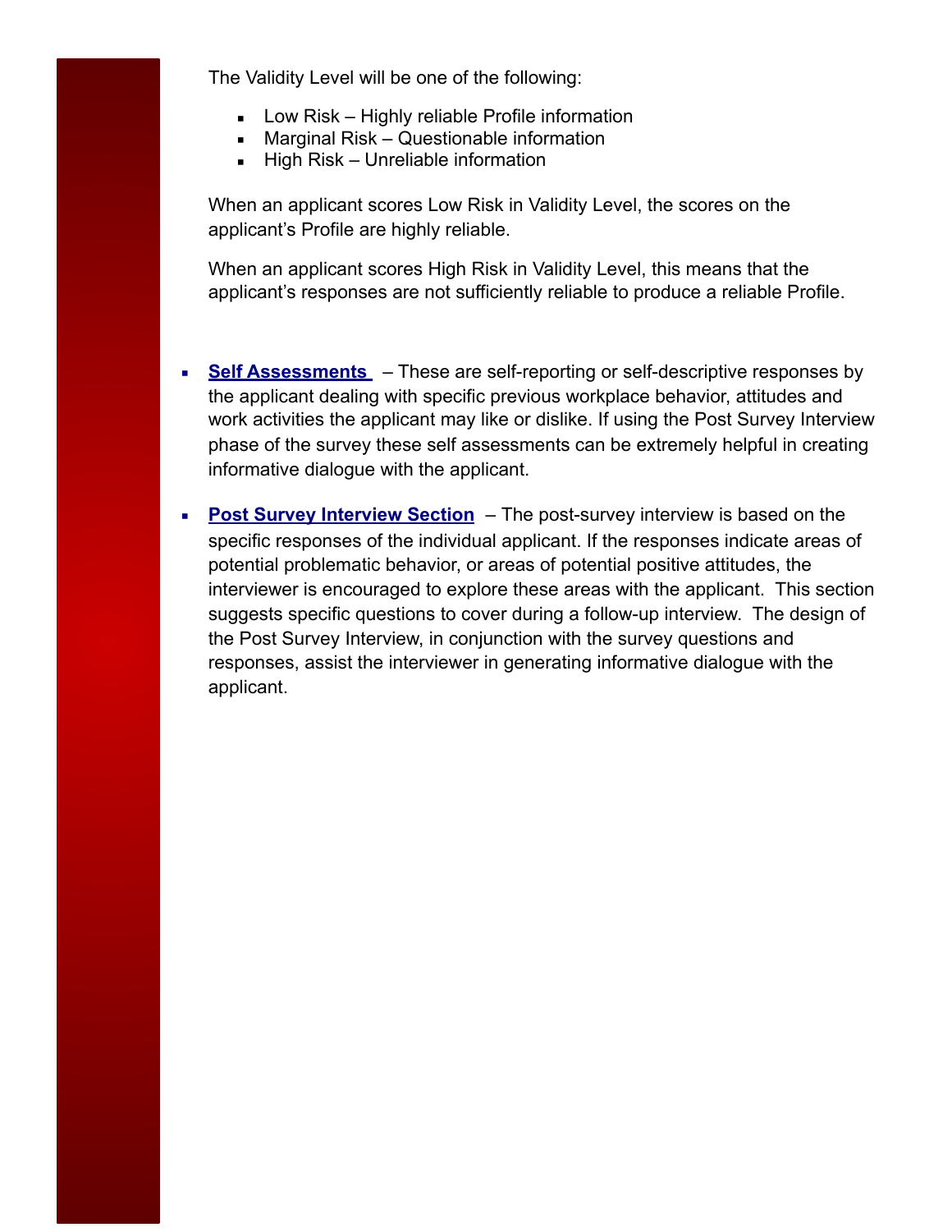The Validity Level will be one of the following:

- Low Risk – Highly reliable Profile information
- Marginal Risk – Questionable information
- High Risk – Unreliable information

When an applicant scores Low Risk in Validity Level, the scores on the applicant's Profile are highly reliable.

When an applicant scores High Risk in Validity Level, this means that the applicant's responses are not sufficiently reliable to produce a reliable Profile.

- **Self Assessments** – These are self-reporting or self-descriptive responses by the applicant dealing with specific previous workplace behavior, attitudes and work activities the applicant may like or dislike. If using the Post Survey Interview phase of the survey these self assessments can be extremely helpful in creating informative dialogue with the applicant.

- **Post Survey Interview Section** – The post-survey interview is based on the specific responses of the individual applicant. If the responses indicate areas of potential problematic behavior, or areas of potential positive attitudes, the interviewer is encouraged to explore these areas with the applicant. This section suggests specific questions to cover during a follow-up interview. The design of the Post Survey Interview, in conjunction with the survey questions and responses, assist the interviewer in generating informative dialogue with the applicant.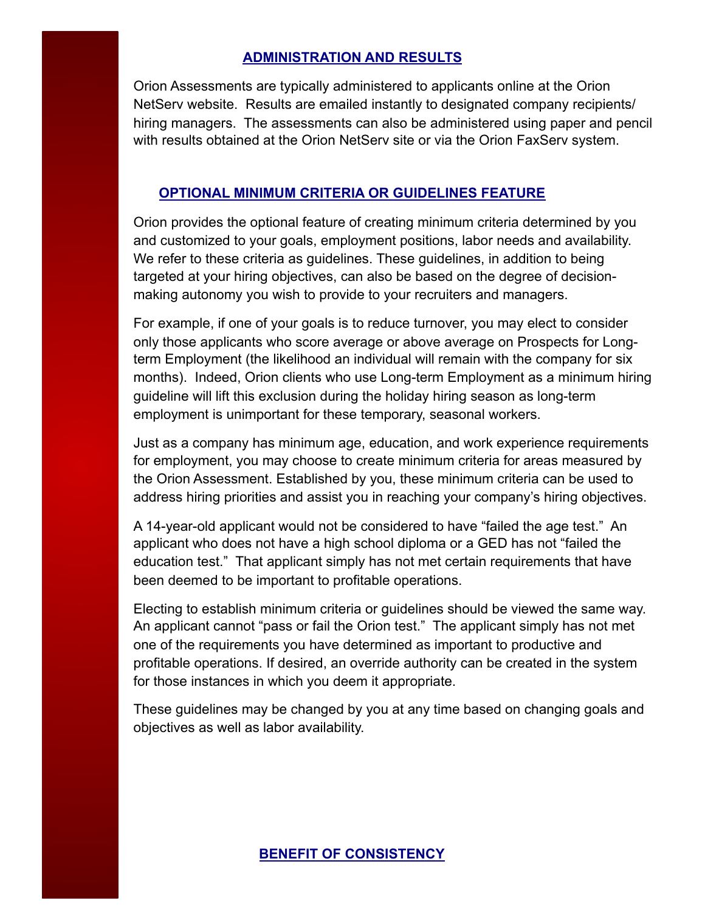## ADMINISTRATION AND RESULTS

Orion Assessments are typically administered to applicants online at the Orion NetServ website. Results are emailed instantly to designated company recipients/ hiring managers. The assessments can also be administered using paper and pencil with results obtained at the Orion NetServ site or via the Orion FaxServ system.

## OPTIONAL MINIMUM CRITERIA OR GUIDELINES FEATURE

Orion provides the optional feature of creating minimum criteria determined by you and customized to your goals, employment positions, labor needs and availability. We refer to these criteria as guidelines. These guidelines, in addition to being targeted at your hiring objectives, can also be based on the degree of decision-making autonomy you wish to provide to your recruiters and managers.

For example, if one of your goals is to reduce turnover, you may elect to consider only those applicants who score average or above average on Prospects for Long-term Employment (the likelihood an individual will remain with the company for six months). Indeed, Orion clients who use Long-term Employment as a minimum hiring guideline will lift this exclusion during the holiday hiring season as long-term employment is unimportant for these temporary, seasonal workers.

Just as a company has minimum age, education, and work experience requirements for employment, you may choose to create minimum criteria for areas measured by the Orion Assessment. Established by you, these minimum criteria can be used to address hiring priorities and assist you in reaching your company's hiring objectives.

A 14-year-old applicant would not be considered to have "failed the age test." An applicant who does not have a high school diploma or a GED has not "failed the education test." That applicant simply has not met certain requirements that have been deemed to be important to profitable operations.

Electing to establish minimum criteria or guidelines should be viewed the same way. An applicant cannot "pass or fail the Orion test." The applicant simply has not met one of the requirements you have determined as important to productive and profitable operations. If desired, an override authority can be created in the system for those instances in which you deem it appropriate.

These guidelines may be changed by you at any time based on changing goals and objectives as well as labor availability.

## BENEFIT OF CONSISTENCY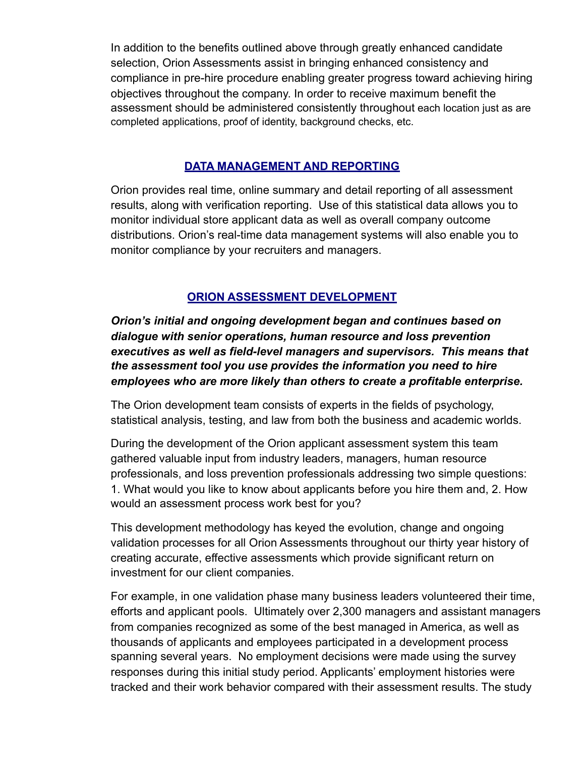In addition to the benefits outlined above through greatly enhanced candidate selection, Orion Assessments assist in bringing enhanced consistency and compliance in pre-hire procedure enabling greater progress toward achieving hiring objectives throughout the company. In order to receive maximum benefit the assessment should be administered consistently throughout each location just as are completed applications, proof of identity, background checks, etc.

## DATA MANAGEMENT AND REPORTING

Orion provides real time, online summary and detail reporting of all assessment results, along with verification reporting. Use of this statistical data allows you to monitor individual store applicant data as well as overall company outcome distributions. Orion's real-time data management systems will also enable you to monitor compliance by your recruiters and managers.

## ORION ASSESSMENT DEVELOPMENT

***Orion's initial and ongoing development began and continues based on dialogue with senior operations, human resource and loss prevention executives as well as field-level managers and supervisors. This means that the assessment tool you use provides the information you need to hire employees who are more likely than others to create a profitable enterprise.***

The Orion development team consists of experts in the fields of psychology, statistical analysis, testing, and law from both the business and academic worlds.

During the development of the Orion applicant assessment system this team gathered valuable input from industry leaders, managers, human resource professionals, and loss prevention professionals addressing two simple questions: 1. What would you like to know about applicants before you hire them and, 2. How would an assessment process work best for you?

This development methodology has keyed the evolution, change and ongoing validation processes for all Orion Assessments throughout our thirty year history of creating accurate, effective assessments which provide significant return on investment for our client companies.

For example, in one validation phase many business leaders volunteered their time, efforts and applicant pools. Ultimately over 2,300 managers and assistant managers from companies recognized as some of the best managed in America, as well as thousands of applicants and employees participated in a development process spanning several years. No employment decisions were made using the survey responses during this initial study period. Applicants' employment histories were tracked and their work behavior compared with their assessment results. The study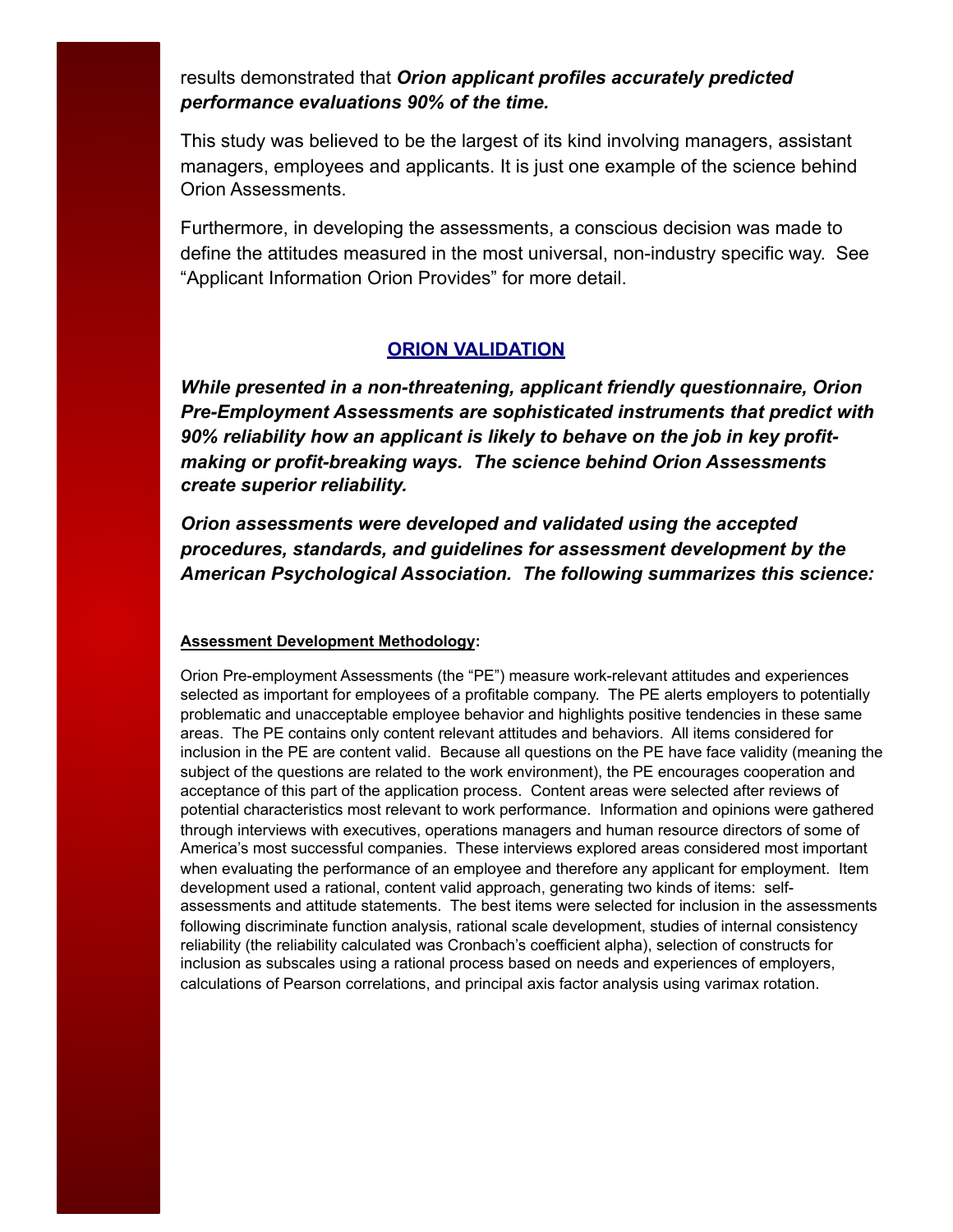results demonstrated that ***Orion applicant profiles accurately predicted performance evaluations 90% of the time.***

This study was believed to be the largest of its kind involving managers, assistant managers, employees and applicants. It is just one example of the science behind Orion Assessments.

Furthermore, in developing the assessments, a conscious decision was made to define the attitudes measured in the most universal, non-industry specific way. See “Applicant Information Orion Provides” for more detail.

## ORION VALIDATION

***While presented in a non-threatening, applicant friendly questionnaire, Orion Pre-Employment Assessments are sophisticated instruments that predict with 90% reliability how an applicant is likely to behave on the job in key profit-making or profit-breaking ways. The science behind Orion Assessments create superior reliability.***

***Orion assessments were developed and validated using the accepted procedures, standards, and guidelines for assessment development by the American Psychological Association. The following summarizes this science:***

**Assessment Development Methodology:**

Orion Pre-employment Assessments (the “PE”) measure work-relevant attitudes and experiences selected as important for employees of a profitable company. The PE alerts employers to potentially problematic and unacceptable employee behavior and highlights positive tendencies in these same areas. The PE contains only content relevant attitudes and behaviors. All items considered for inclusion in the PE are content valid. Because all questions on the PE have face validity (meaning the subject of the questions are related to the work environment), the PE encourages cooperation and acceptance of this part of the application process. Content areas were selected after reviews of potential characteristics most relevant to work performance. Information and opinions were gathered through interviews with executives, operations managers and human resource directors of some of America’s most successful companies. These interviews explored areas considered most important when evaluating the performance of an employee and therefore any applicant for employment. Item development used a rational, content valid approach, generating two kinds of items: self-assessments and attitude statements. The best items were selected for inclusion in the assessments following discriminate function analysis, rational scale development, studies of internal consistency reliability (the reliability calculated was Cronbach’s coefficient alpha), selection of constructs for inclusion as subscales using a rational process based on needs and experiences of employers, calculations of Pearson correlations, and principal axis factor analysis using varimax rotation.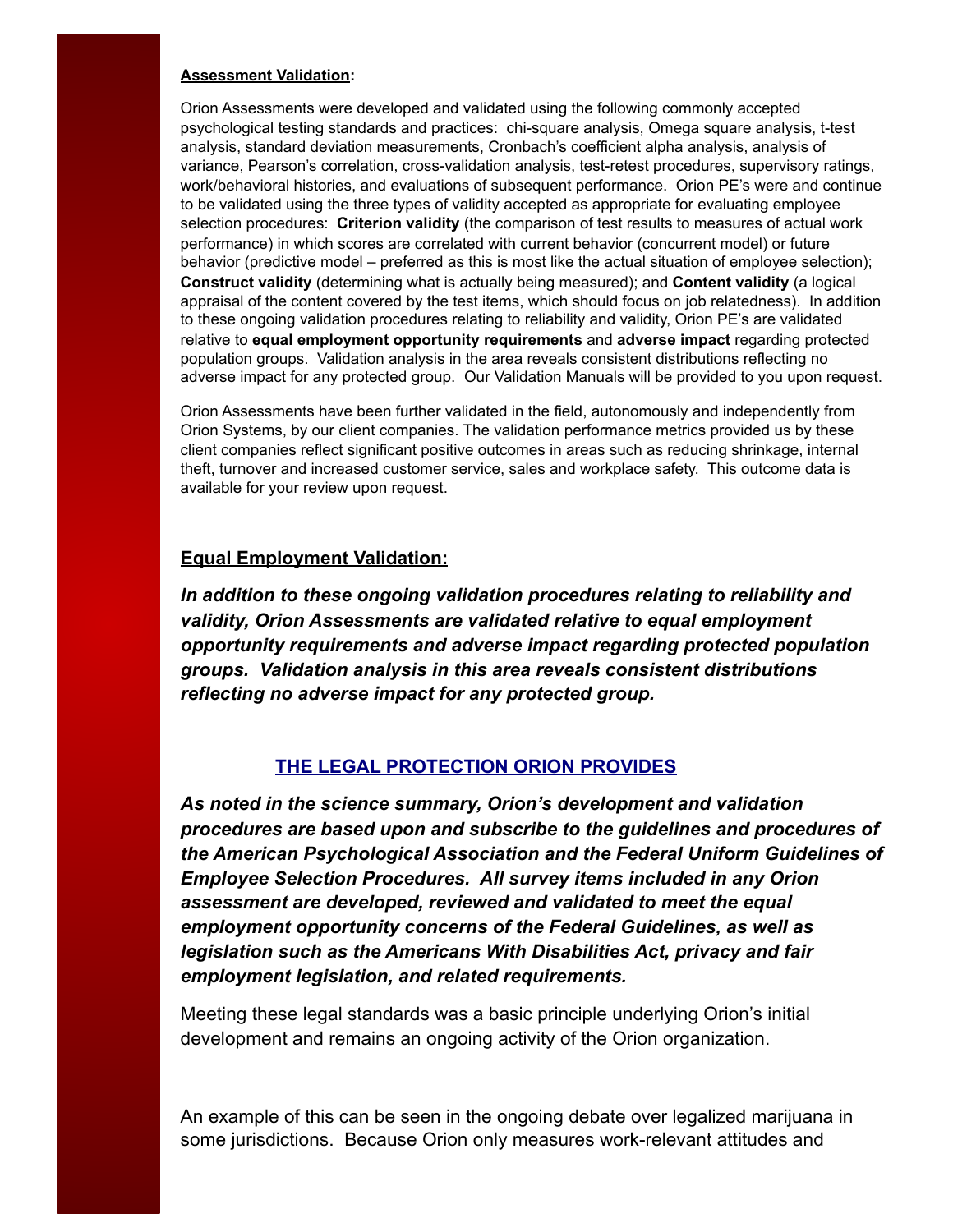**<u>Assessment Validation</u>:**

Orion Assessments were developed and validated using the following commonly accepted psychological testing standards and practices: chi-square analysis, Omega square analysis, t-test analysis, standard deviation measurements, Cronbach's coefficient alpha analysis, analysis of variance, Pearson's correlation, cross-validation analysis, test-retest procedures, supervisory ratings, work/behavioral histories, and evaluations of subsequent performance. Orion PE's were and continue to be validated using the three types of validity accepted as appropriate for evaluating employee selection procedures: **Criterion validity** (the comparison of test results to measures of actual work performance) in which scores are correlated with current behavior (concurrent model) or future behavior (predictive model – preferred as this is most like the actual situation of employee selection); **Construct validity** (determining what is actually being measured); and **Content validity** (a logical appraisal of the content covered by the test items, which should focus on job relatedness). In addition to these ongoing validation procedures relating to reliability and validity, Orion PE's are validated relative to **equal employment opportunity requirements** and **adverse impact** regarding protected population groups. Validation analysis in the area reveals consistent distributions reflecting no adverse impact for any protected group. Our Validation Manuals will be provided to you upon request.

Orion Assessments have been further validated in the field, autonomously and independently from Orion Systems, by our client companies. The validation performance metrics provided us by these client companies reflect significant positive outcomes in areas such as reducing shrinkage, internal theft, turnover and increased customer service, sales and workplace safety. This outcome data is available for your review upon request.

## <u>Equal Employment Validation:</u>

***In addition to these ongoing validation procedures relating to reliability and validity, Orion Assessments are validated relative to equal employment opportunity requirements and adverse impact regarding protected population groups. Validation analysis in this area reveals consistent distributions reflecting no adverse impact for any protected group.***

## <u>THE LEGAL PROTECTION ORION PROVIDES</u>

***As noted in the science summary, Orion's development and validation procedures are based upon and subscribe to the guidelines and procedures of the American Psychological Association and the Federal Uniform Guidelines of Employee Selection Procedures. All survey items included in any Orion assessment are developed, reviewed and validated to meet the equal employment opportunity concerns of the Federal Guidelines, as well as legislation such as the Americans With Disabilities Act, privacy and fair employment legislation, and related requirements.***

Meeting these legal standards was a basic principle underlying Orion's initial development and remains an ongoing activity of the Orion organization.

An example of this can be seen in the ongoing debate over legalized marijuana in some jurisdictions. Because Orion only measures work-relevant attitudes and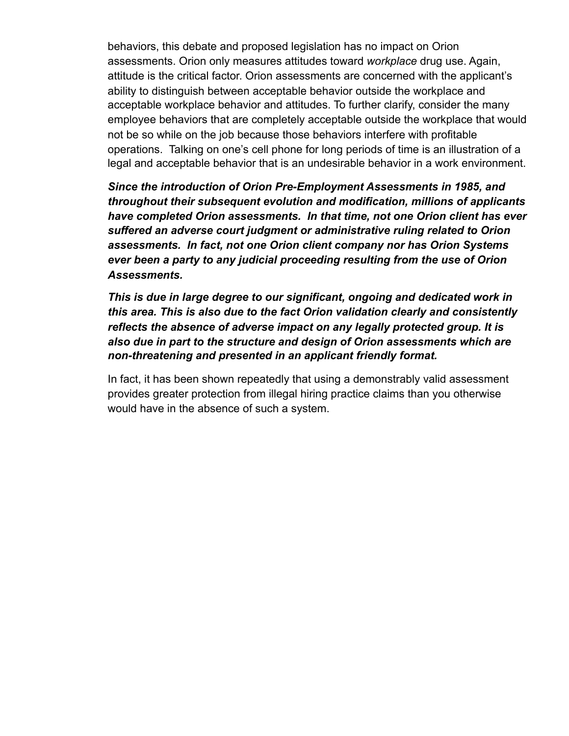behaviors, this debate and proposed legislation has no impact on Orion assessments. Orion only measures attitudes toward *workplace* drug use. Again, attitude is the critical factor. Orion assessments are concerned with the applicant's ability to distinguish between acceptable behavior outside the workplace and acceptable workplace behavior and attitudes. To further clarify, consider the many employee behaviors that are completely acceptable outside the workplace that would not be so while on the job because those behaviors interfere with profitable operations. Talking on one's cell phone for long periods of time is an illustration of a legal and acceptable behavior that is an undesirable behavior in a work environment.

***Since the introduction of Orion Pre-Employment Assessments in 1985, and throughout their subsequent evolution and modification, millions of applicants have completed Orion assessments. In that time, not one Orion client has ever suffered an adverse court judgment or administrative ruling related to Orion assessments. In fact, not one Orion client company nor has Orion Systems ever been a party to any judicial proceeding resulting from the use of Orion Assessments.***

***This is due in large degree to our significant, ongoing and dedicated work in this area. This is also due to the fact Orion validation clearly and consistently reflects the absence of adverse impact on any legally protected group. It is also due in part to the structure and design of Orion assessments which are non-threatening and presented in an applicant friendly format.***

In fact, it has been shown repeatedly that using a demonstrably valid assessment provides greater protection from illegal hiring practice claims than you otherwise would have in the absence of such a system.